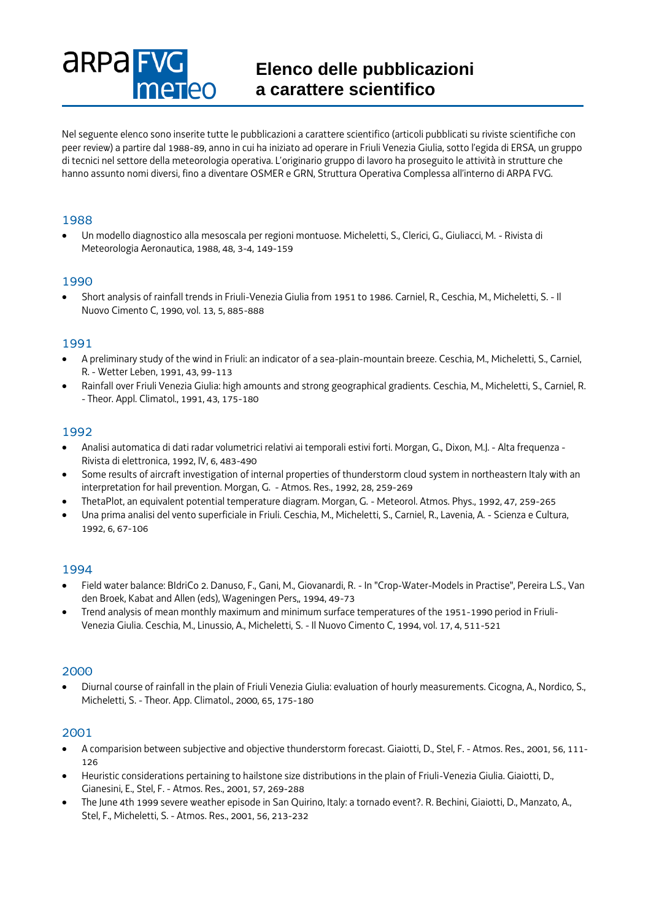# Elenco delle pubblicazioni a carattere scientifico

Nel seguente elenco sono inserite tutte le pubblicazioni a carattere scientifico (articoli pubblicati su riviste scientifiche con peer review) a partire dal 1988-89, anno in cui ha iniziato ad operare in Friuli Venezia Giulia, sotto l'egida di ERSA, un gruppo di tecnici nel settore della meteorologia operativa. L'originario gruppo di lavoro ha proseguito le attività in strutture che hanno assunto nomi diversi, fino a diventare OSMER e GRN, Struttura Operativa Complessa all'interno di ARPA FVG.

## 1988

- Un modello diagnostico alla mesoscala per regioni montuose. Micheletti, S., Clerici, G., Giuliacci, M. - Rivista di Meteorologia Aeronautica, 1988, 48, 3-4, 149-159

## 1990

- Short analysis of rainfall trends in Friuli-Venezia Giulia from 1951 to 1986. Carniel, R., Ceschia, M., Micheletti, S. - Il Nuovo Cimento C, 1990, vol. 13, 5, 885-888

## 1991

- A preliminary study of the wind in Friuli: an indicator of a sea-plain-mountain breeze. Ceschia, M., Micheletti, S., Carniel, R. - Wetter Leben, 1991, 43, 99-113
- Rainfall over Friuli Venezia Giulia: high amounts and strong geographical gradients. Ceschia, M., Micheletti, S., Carniel, R. - Theor. Appl. Climatol., 1991, 43, 175-180

## 1992

- Analisi automatica di dati radar volumetrici relativi ai temporali estivi forti. Morgan, G., Dixon, M.J. - Alta frequenza - Rivista di elettronica, 1992, IV, 6, 483-490
- Some results of aircraft investigation of internal properties of thunderstorm cloud system in northeastern Italy with an interpretation for hail prevention. Morgan, G. - Atmos. Res., 1992, 28, 259-269
- ThetaPlot, an equivalent potential temperature diagram. Morgan, G. - Meteorol. Atmos. Phys., 1992, 47, 259-265
- Una prima analisi del vento superficiale in Friuli. Ceschia, M., Micheletti, S., Carniel, R., Lavenia, A. - Scienza e Cultura, 1992, 6, 67-106

## 1994

- Field water balance: BIdriCo 2. Danuso, F., Gani, M., Giovanardi, R. - In "Crop-Water-Models in Practise", Pereira L.S., Van den Broek, Kabat and Allen (eds), Wageningen Pers,, 1994, 49-73
- Trend analysis of mean monthly maximum and minimum surface temperatures of the 1951-1990 period in Friuli-Venezia Giulia. Ceschia, M., Linussio, A., Micheletti, S. - Il Nuovo Cimento C, 1994, vol. 17, 4, 511-521

## 2000

- Diurnal course of rainfall in the plain of Friuli Venezia Giulia: evaluation of hourly measurements. Cicogna, A., Nordico, S., Micheletti, S. - Theor. App. Climatol., 2000, 65, 175-180

## 2001

- A comparision between subjective and objective thunderstorm forecast. Giaiotti, D., Stel, F. - Atmos. Res., 2001, 56, 111-126
- Heuristic considerations pertaining to hailstone size distributions in the plain of Friuli-Venezia Giulia. Giaiotti, D., Gianesini, E., Stel, F. - Atmos. Res., 2001, 57, 269-288
- The June 4th 1999 severe weather episode in San Quirino, Italy: a tornado event?. R. Bechini, Giaiotti, D., Manzato, A., Stel, F., Micheletti, S. - Atmos. Res., 2001, 56, 213-232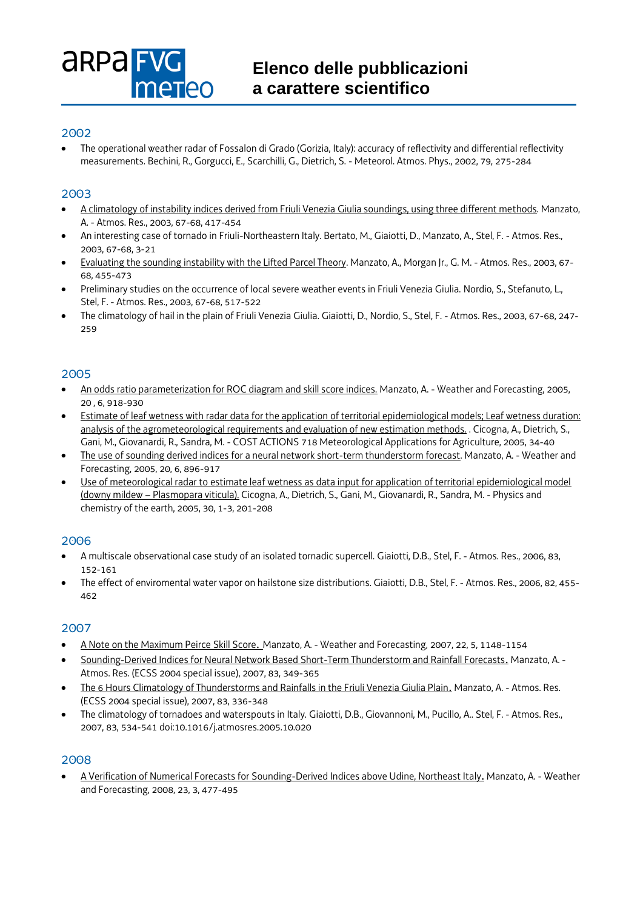# Elenco delle pubblicazioni a carattere scientifico

## 2002

- The operational weather radar of Fossalon di Grado (Gorizia, Italy): accuracy of reflectivity and differential reflectivity measurements. Bechini, R., Gorgucci, E., Scarchilli, G., Dietrich, S. - Meteorol. Atmos. Phys., 2002, 79, 275-284

## 2003

- A climatology of instability indices derived from Friuli Venezia Giulia soundings, using three different methods. Manzato, A. - Atmos. Res., 2003, 67-68, 417-454
- An interesting case of tornado in Friuli-Northeastern Italy. Bertato, M., Giaiotti, D., Manzato, A., Stel, F. - Atmos. Res., 2003, 67-68, 3-21
- Evaluating the sounding instability with the Lifted Parcel Theory. Manzato, A., Morgan Jr., G. M. - Atmos. Res., 2003, 67-68, 455-473
- Preliminary studies on the occurrence of local severe weather events in Friuli Venezia Giulia. Nordio, S., Stefanuto, L., Stel, F. - Atmos. Res., 2003, 67-68, 517-522
- The climatology of hail in the plain of Friuli Venezia Giulia. Giaiotti, D., Nordio, S., Stel, F. - Atmos. Res., 2003, 67-68, 247-259

## 2005

- An odds ratio parameterization for ROC diagram and skill score indices. Manzato, A. - Weather and Forecasting, 2005, 20 , 6, 918-930
- Estimate of leaf wetness with radar data for the application of territorial epidemiological models; Leaf wetness duration: analysis of the agrometeorological requirements and evaluation of new estimation methods. . Cicogna, A., Dietrich, S., Gani, M., Giovanardi, R., Sandra, M. - COST ACTIONS 718 Meteorological Applications for Agriculture, 2005, 34-40
- The use of sounding derived indices for a neural network short-term thunderstorm forecast. Manzato, A. - Weather and Forecasting, 2005, 20, 6, 896-917
- Use of meteorological radar to estimate leaf wetness as data input for application of territorial epidemiological model (downy mildew – Plasmopara viticula). Cicogna, A., Dietrich, S., Gani, M., Giovanardi, R., Sandra, M. - Physics and chemistry of the earth, 2005, 30, 1-3, 201-208

## 2006

- A multiscale observational case study of an isolated tornadic supercell. Giaiotti, D.B., Stel, F. - Atmos. Res., 2006, 83, 152-161
- The effect of enviromental water vapor on hailstone size distributions. Giaiotti, D.B., Stel, F. - Atmos. Res., 2006, 82, 455-462

## 2007

- A Note on the Maximum Peirce Skill Score. Manzato, A. - Weather and Forecasting, 2007, 22, 5, 1148-1154
- Sounding-Derived Indices for Neural Network Based Short-Term Thunderstorm and Rainfall Forecasts. Manzato, A. - Atmos. Res. (ECSS 2004 special issue), 2007, 83, 349-365
- The 6 Hours Climatology of Thunderstorms and Rainfalls in the Friuli Venezia Giulia Plain. Manzato, A. - Atmos. Res. (ECSS 2004 special issue), 2007, 83, 336-348
- The climatology of tornadoes and waterspouts in Italy. Giaiotti, D.B., Giovannoni, M., Pucillo, A.. Stel, F. - Atmos. Res., 2007, 83, 534-541 doi:10.1016/j.atmosres.2005.10.020

## 2008

- A Verification of Numerical Forecasts for Sounding-Derived Indices above Udine, Northeast Italy. Manzato, A. - Weather and Forecasting, 2008, 23, 3, 477-495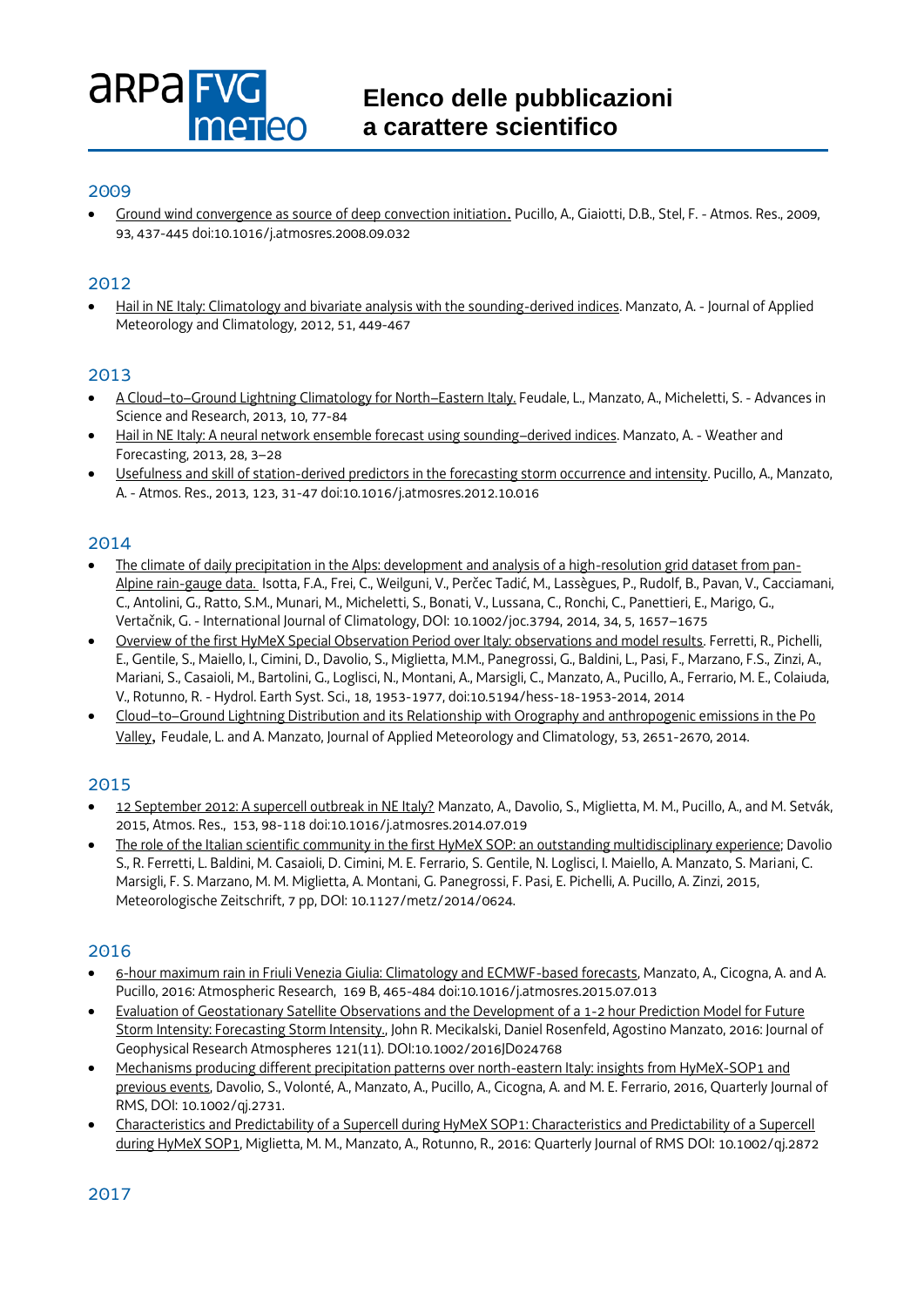# Elenco delle pubblicazioni a carattere scientifico

## 2009

- Ground wind convergence as source of deep convection initiation. Pucillo, A., Giaiotti, D.B., Stel, F. - Atmos. Res., 2009, 93, 437-445 doi:10.1016/j.atmosres.2008.09.032

## 2012

- Hail in NE Italy: Climatology and bivariate analysis with the sounding-derived indices. Manzato, A. - Journal of Applied Meteorology and Climatology, 2012, 51, 449-467

## 2013

- A Cloud–to–Ground Lightning Climatology for North–Eastern Italy. Feudale, L., Manzato, A., Micheletti, S. - Advances in Science and Research, 2013, 10, 77-84
- Hail in NE Italy: A neural network ensemble forecast using sounding–derived indices. Manzato, A. - Weather and Forecasting, 2013, 28, 3–28
- Usefulness and skill of station-derived predictors in the forecasting storm occurrence and intensity. Pucillo, A., Manzato, A. - Atmos. Res., 2013, 123, 31-47 doi:10.1016/j.atmosres.2012.10.016

## 2014

- The climate of daily precipitation in the Alps: development and analysis of a high-resolution grid dataset from pan-Alpine rain-gauge data. Isotta, F.A., Frei, C., Weilguni, V., Perčec Tadić, M., Lassègues, P., Rudolf, B., Pavan, V., Cacciamani, C., Antolini, G., Ratto, S.M., Munari, M., Micheletti, S., Bonati, V., Lussana, C., Ronchi, C., Panettieri, E., Marigo, G., Vertačnik, G. - International Journal of Climatology, DOI: 10.1002/joc.3794, 2014, 34, 5, 1657–1675
- Overview of the first HyMeX Special Observation Period over Italy: observations and model results. Ferretti, R., Pichelli, E., Gentile, S., Maiello, I., Cimini, D., Davolio, S., Miglietta, M.M., Panegrossi, G., Baldini, L., Pasi, F., Marzano, F.S., Zinzi, A., Mariani, S., Casaioli, M., Bartolini, G., Loglisci, N., Montani, A., Marsigli, C., Manzato, A., Pucillo, A., Ferrario, M. E., Colaiuda, V., Rotunno, R. - Hydrol. Earth Syst. Sci., 18, 1953-1977, doi:10.5194/hess-18-1953-2014, 2014
- Cloud–to–Ground Lightning Distribution and its Relationship with Orography and anthropogenic emissions in the Po Valley, Feudale, L. and A. Manzato, Journal of Applied Meteorology and Climatology, 53, 2651-2670, 2014.

## 2015

- 12 September 2012: A supercell outbreak in NE Italy? Manzato, A., Davolio, S., Miglietta, M. M., Pucillo, A., and M. Setvák, 2015, Atmos. Res., 153, 98-118 doi:10.1016/j.atmosres.2014.07.019
- The role of the Italian scientific community in the first HyMeX SOP: an outstanding multidisciplinary experience; Davolio S., R. Ferretti, L. Baldini, M. Casaioli, D. Cimini, M. E. Ferrario, S. Gentile, N. Loglisci, I. Maiello, A. Manzato, S. Mariani, C. Marsigli, F. S. Marzano, M. M. Miglietta, A. Montani, G. Panegrossi, F. Pasi, E. Pichelli, A. Pucillo, A. Zinzi, 2015, Meteorologische Zeitschrift, 7 pp, DOI: 10.1127/metz/2014/0624.

## 2016

- 6-hour maximum rain in Friuli Venezia Giulia: Climatology and ECMWF-based forecasts, Manzato, A., Cicogna, A. and A. Pucillo, 2016: Atmospheric Research, 169 B, 465-484 doi:10.1016/j.atmosres.2015.07.013
- Evaluation of Geostationary Satellite Observations and the Development of a 1-2 hour Prediction Model for Future Storm Intensity: Forecasting Storm Intensity., John R. Mecikalski, Daniel Rosenfeld, Agostino Manzato, 2016: Journal of Geophysical Research Atmospheres 121(11). DOI:10.1002/2016JD024768
- Mechanisms producing different precipitation patterns over north-eastern Italy: insights from HyMeX-SOP1 and previous events, Davolio, S., Volonté, A., Manzato, A., Pucillo, A., Cicogna, A. and M. E. Ferrario, 2016, Quarterly Journal of RMS, DOI: 10.1002/qj.2731.
- Characteristics and Predictability of a Supercell during HyMeX SOP1: Characteristics and Predictability of a Supercell during HyMeX SOP1, Miglietta, M. M., Manzato, A., Rotunno, R., 2016: Quarterly Journal of RMS DOI: 10.1002/qj.2872

## 2017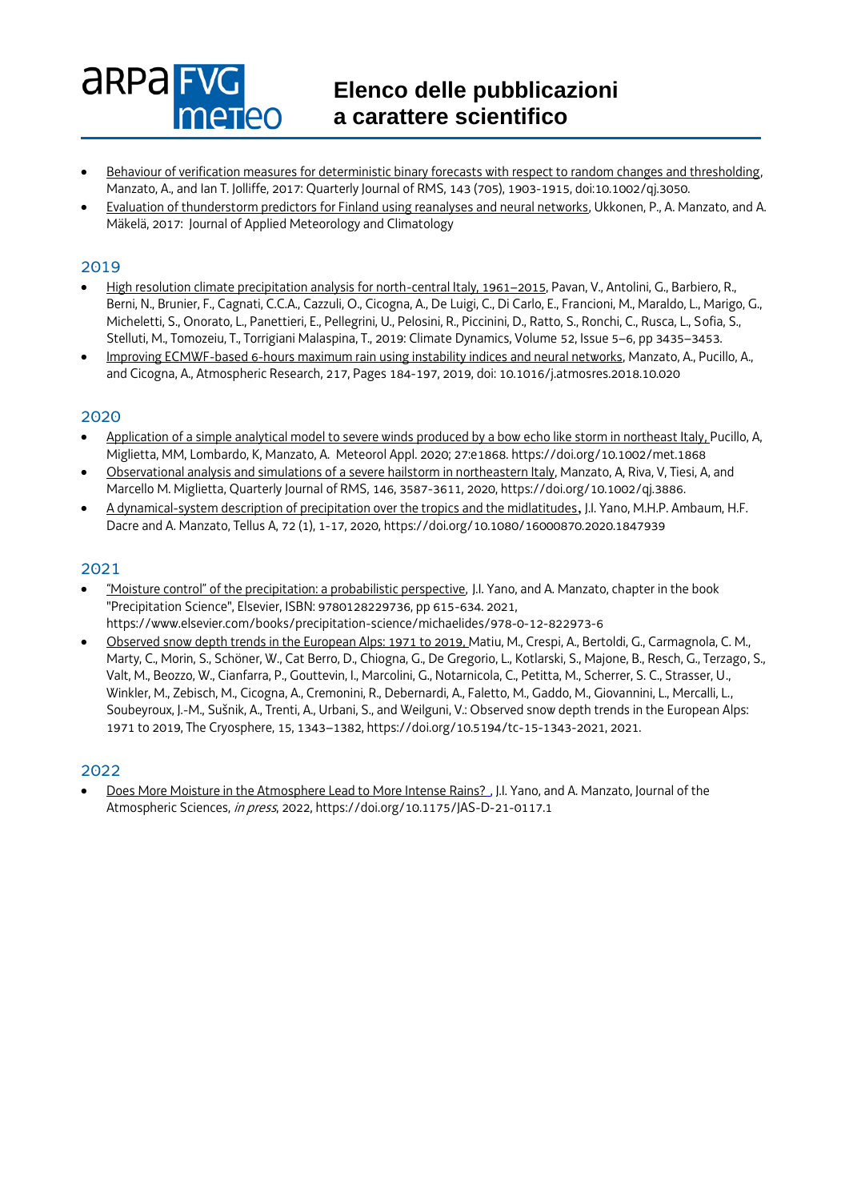# Elenco delle pubblicazioni a carattere scientifico

- Behaviour of verification measures for deterministic binary forecasts with respect to random changes and thresholding, Manzato, A., and Ian T. Jolliffe, 2017: Quarterly Journal of RMS, 143 (705), 1903-1915, doi:10.1002/qj.3050.
- Evaluation of thunderstorm predictors for Finland using reanalyses and neural networks, Ukkonen, P., A. Manzato, and A. Mäkelä, 2017: Journal of Applied Meteorology and Climatology

## 2019

- High resolution climate precipitation analysis for north-central Italy, 1961–2015, Pavan, V., Antolini, G., Barbiero, R., Berni, N., Brunier, F., Cagnati, C.C.A., Cazzuli, O., Cicogna, A., De Luigi, C., Di Carlo, E., Francioni, M., Maraldo, L., Marigo, G., Micheletti, S., Onorato, L., Panettieri, E., Pellegrini, U., Pelosini, R., Piccinini, D., Ratto, S., Ronchi, C., Rusca, L., Sofia, S., Stelluti, M., Tomozeiu, T., Torrigiani Malaspina, T., 2019: Climate Dynamics, Volume 52, Issue 5–6, pp 3435–3453.
- Improving ECMWF-based 6-hours maximum rain using instability indices and neural networks, Manzato, A., Pucillo, A., and Cicogna, A., Atmospheric Research, 217, Pages 184-197, 2019, doi: 10.1016/j.atmosres.2018.10.020

## 2020

- Application of a simple analytical model to severe winds produced by a bow echo like storm in northeast Italy, Pucillo, A, Miglietta, MM, Lombardo, K, Manzato, A. Meteorol Appl. 2020; 27:e1868. https://doi.org/10.1002/met.1868
- Observational analysis and simulations of a severe hailstorm in northeastern Italy, Manzato, A, Riva, V, Tiesi, A, and Marcello M. Miglietta, Quarterly Journal of RMS, 146, 3587-3611, 2020, https://doi.org/10.1002/qj.3886.
- A dynamical-system description of precipitation over the tropics and the midlatitudes, J.I. Yano, M.H.P. Ambaum, H.F. Dacre and A. Manzato, Tellus A, 72 (1), 1-17, 2020, https://doi.org/10.1080/16000870.2020.1847939

## 2021

- "Moisture control" of the precipitation: a probabilistic perspective, J.I. Yano, and A. Manzato, chapter in the book "Precipitation Science", Elsevier, ISBN: 9780128229736, pp 615-634. 2021, https://www.elsevier.com/books/precipitation-science/michaelides/978-0-12-822973-6
- Observed snow depth trends in the European Alps: 1971 to 2019, Matiu, M., Crespi, A., Bertoldi, G., Carmagnola, C. M., Marty, C., Morin, S., Schöner, W., Cat Berro, D., Chiogna, G., De Gregorio, L., Kotlarski, S., Majone, B., Resch, G., Terzago, S., Valt, M., Beozzo, W., Cianfarra, P., Gouttevin, I., Marcolini, G., Notarnicola, C., Petitta, M., Scherrer, S. C., Strasser, U., Winkler, M., Zebisch, M., Cicogna, A., Cremonini, R., Debernardi, A., Faletto, M., Gaddo, M., Giovannini, L., Mercalli, L., Soubeyroux, J.-M., Sušnik, A., Trenti, A., Urbani, S., and Weilguni, V.: Observed snow depth trends in the European Alps: 1971 to 2019, The Cryosphere, 15, 1343–1382, https://doi.org/10.5194/tc-15-1343-2021, 2021.

## 2022

- Does More Moisture in the Atmosphere Lead to More Intense Rains? , J.I. Yano, and A. Manzato, Journal of the Atmospheric Sciences, *in press*, 2022, https://doi.org/10.1175/JAS-D-21-0117.1